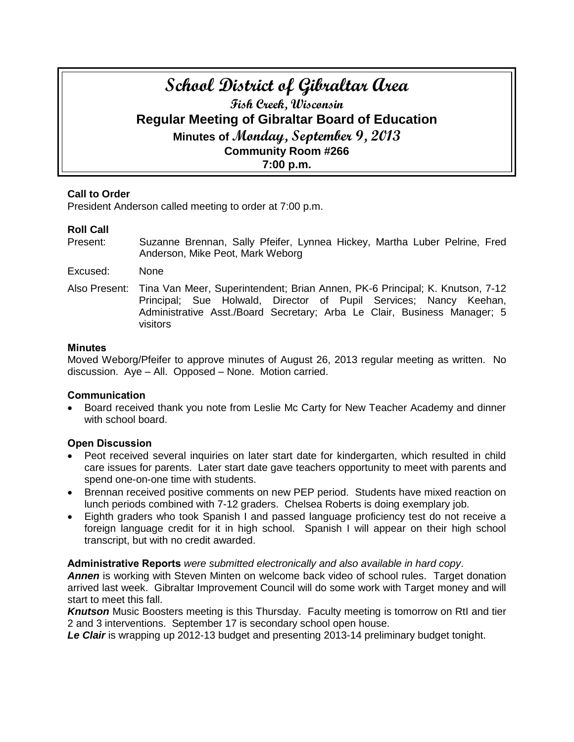# School District of Gibraltar Area

## Fish Creek, Wisconsin

## Regular Meeting of Gibraltar Board of Education

### Minutes of Monday, September 9, 2013

### Community Room #266

### 7:00 p.m.

**Call to Order**

President Anderson called meeting to order at 7:00 p.m.

**Roll Call**

Present: Suzanne Brennan, Sally Pfeifer, Lynnea Hickey, Martha Luber Pelrine, Fred Anderson, Mike Peot, Mark Weborg

Excused: None

Also Present: Tina Van Meer, Superintendent; Brian Annen, PK-6 Principal; K. Knutson, 7-12 Principal; Sue Holwald, Director of Pupil Services; Nancy Keehan, Administrative Asst./Board Secretary; Arba Le Clair, Business Manager; 5 visitors

**Minutes**

Moved Weborg/Pfeifer to approve minutes of August 26, 2013 regular meeting as written. No discussion. Aye – All. Opposed – None. Motion carried.

**Communication**

- Board received thank you note from Leslie Mc Carty for New Teacher Academy and dinner with school board.

**Open Discussion**

- Peot received several inquiries on later start date for kindergarten, which resulted in child care issues for parents. Later start date gave teachers opportunity to meet with parents and spend one-on-one time with students.
- Brennan received positive comments on new PEP period. Students have mixed reaction on lunch periods combined with 7-12 graders. Chelsea Roberts is doing exemplary job.
- Eighth graders who took Spanish I and passed language proficiency test do not receive a foreign language credit for it in high school. Spanish I will appear on their high school transcript, but with no credit awarded.

**Administrative Reports** *were submitted electronically and also available in hard copy*.

***Annen*** is working with Steven Minten on welcome back video of school rules. Target donation arrived last week. Gibraltar Improvement Council will do some work with Target money and will start to meet this fall.

***Knutson*** Music Boosters meeting is this Thursday. Faculty meeting is tomorrow on RtI and tier 2 and 3 interventions. September 17 is secondary school open house.

***Le Clair*** is wrapping up 2012-13 budget and presenting 2013-14 preliminary budget tonight.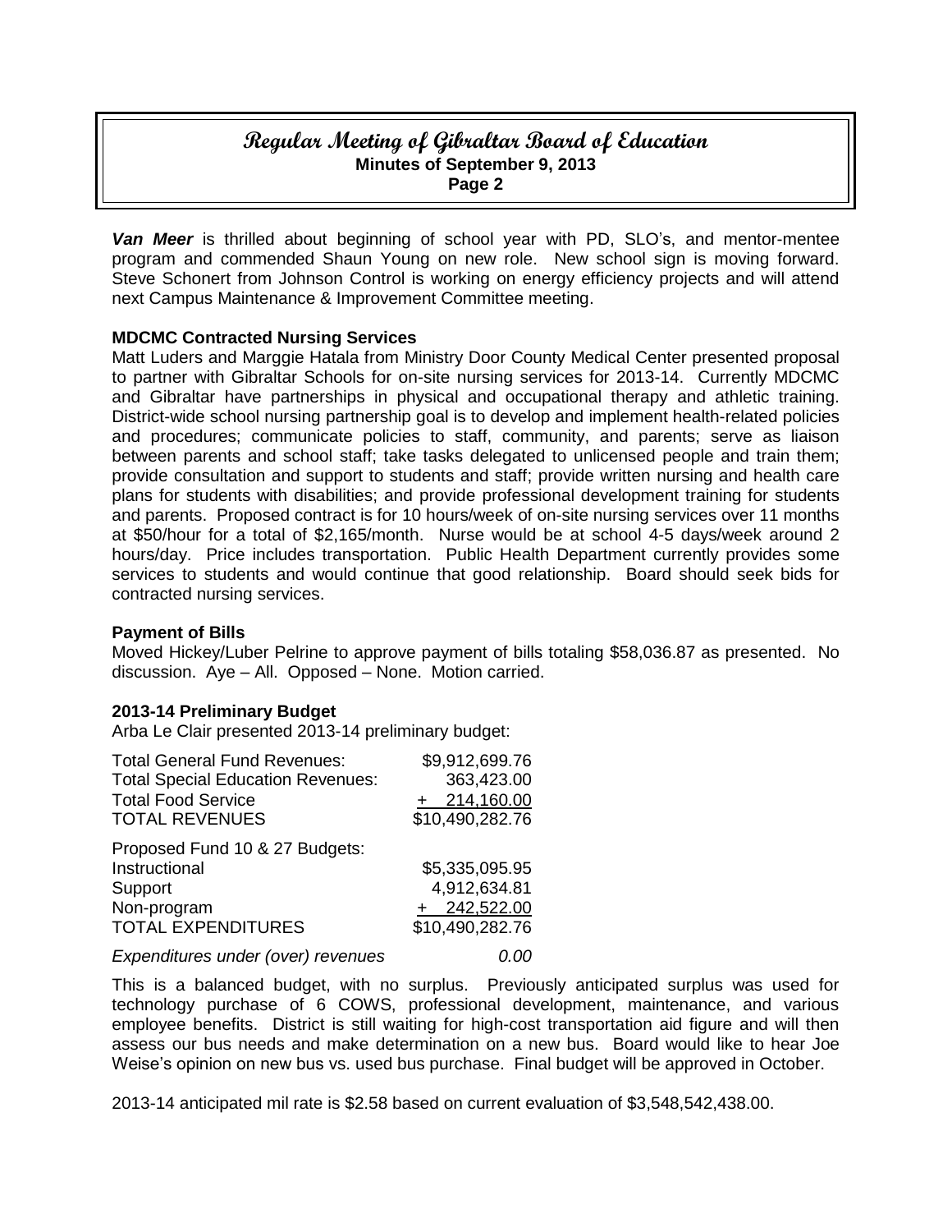***Van Meer*** is thrilled about beginning of school year with PD, SLO's, and mentor-mentee program and commended Shaun Young on new role. New school sign is moving forward. Steve Schonert from Johnson Control is working on energy efficiency projects and will attend next Campus Maintenance & Improvement Committee meeting.

**MDCMC Contracted Nursing Services**

Matt Luders and Marggie Hatala from Ministry Door County Medical Center presented proposal to partner with Gibraltar Schools for on-site nursing services for 2013-14. Currently MDCMC and Gibraltar have partnerships in physical and occupational therapy and athletic training. District-wide school nursing partnership goal is to develop and implement health-related policies and procedures; communicate policies to staff, community, and parents; serve as liaison between parents and school staff; take tasks delegated to unlicensed people and train them; provide consultation and support to students and staff; provide written nursing and health care plans for students with disabilities; and provide professional development training for students and parents. Proposed contract is for 10 hours/week of on-site nursing services over 11 months at $50/hour for a total of $2,165/month. Nurse would be at school 4-5 days/week around 2 hours/day. Price includes transportation. Public Health Department currently provides some services to students and would continue that good relationship. Board should seek bids for contracted nursing services.

**Payment of Bills**

Moved Hickey/Luber Pelrine to approve payment of bills totaling $58,036.87 as presented. No discussion. Aye – All. Opposed – None. Motion carried.

**2013-14 Preliminary Budget**

Arba Le Clair presented 2013-14 preliminary budget:

| | |
|---|---|
| Total General Fund Revenues: | $9,912,699.76 |
| Total Special Education Revenues: | 363,423.00 |
| Total Food Service | + 214,160.00 |
| TOTAL REVENUES | $10,490,282.76 |
| Proposed Fund 10 & 27 Budgets: | |
| Instructional | $5,335,095.95 |
| Support | 4,912,634.81 |
| Non-program | + 242,522.00 |
| TOTAL EXPENDITURES | $10,490,282.76 |
| *Expenditures under (over) revenues* | *0.00* |

This is a balanced budget, with no surplus. Previously anticipated surplus was used for technology purchase of 6 COWS, professional development, maintenance, and various employee benefits. District is still waiting for high-cost transportation aid figure and will then assess our bus needs and make determination on a new bus. Board would like to hear Joe Weise's opinion on new bus vs. used bus purchase. Final budget will be approved in October.

2013-14 anticipated mil rate is $2.58 based on current evaluation of $3,548,542,438.00.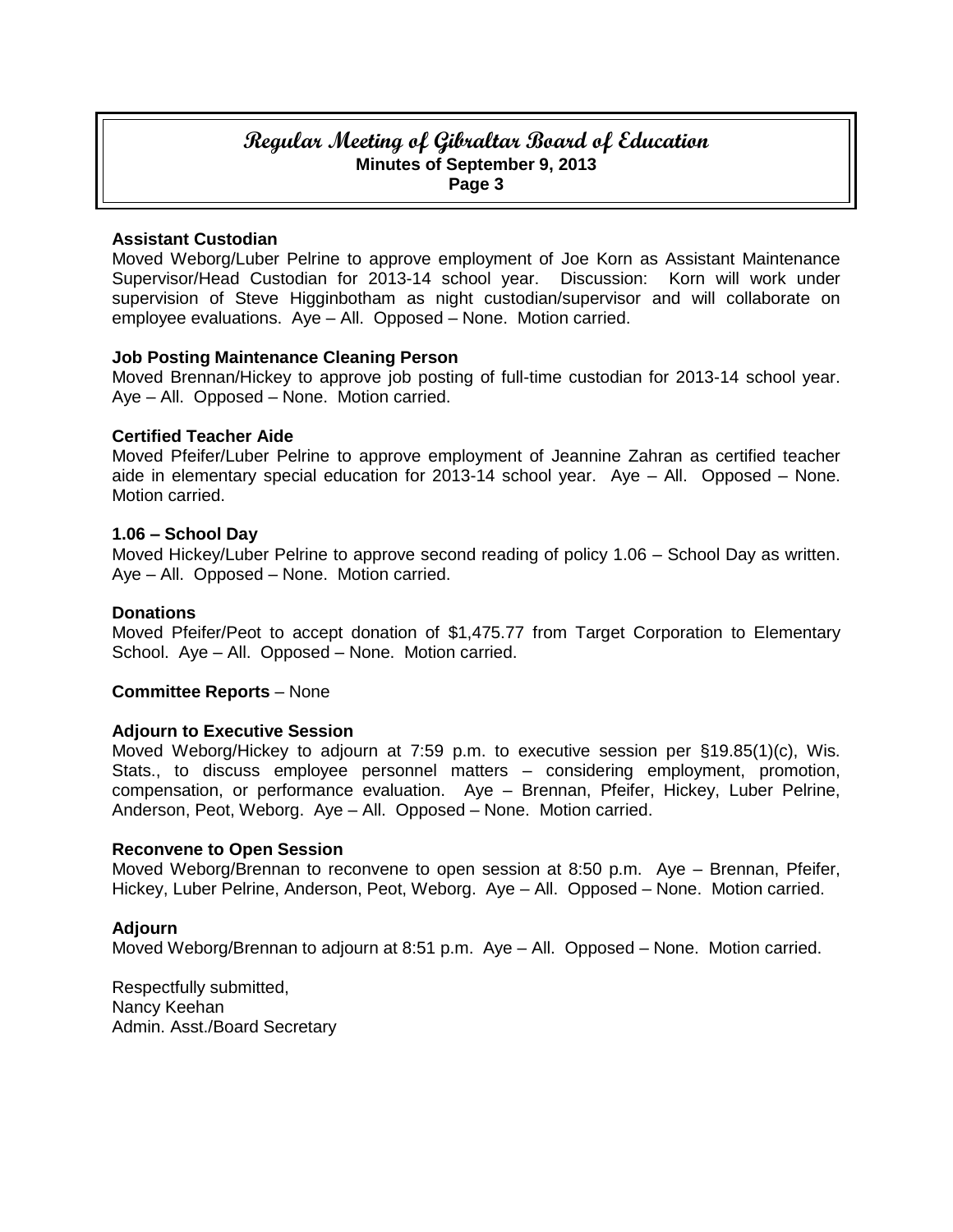**Assistant Custodian**

Moved Weborg/Luber Pelrine to approve employment of Joe Korn as Assistant Maintenance Supervisor/Head Custodian for 2013-14 school year. Discussion: Korn will work under supervision of Steve Higginbotham as night custodian/supervisor and will collaborate on employee evaluations. Aye – All. Opposed – None. Motion carried.

**Job Posting Maintenance Cleaning Person**

Moved Brennan/Hickey to approve job posting of full-time custodian for 2013-14 school year. Aye – All. Opposed – None. Motion carried.

**Certified Teacher Aide**

Moved Pfeifer/Luber Pelrine to approve employment of Jeannine Zahran as certified teacher aide in elementary special education for 2013-14 school year. Aye – All. Opposed – None. Motion carried.

**1.06 – School Day**

Moved Hickey/Luber Pelrine to approve second reading of policy 1.06 – School Day as written. Aye – All. Opposed – None. Motion carried.

**Donations**

Moved Pfeifer/Peot to accept donation of $1,475.77 from Target Corporation to Elementary School. Aye – All. Opposed – None. Motion carried.

**Committee Reports** – None

**Adjourn to Executive Session**

Moved Weborg/Hickey to adjourn at 7:59 p.m. to executive session per §19.85(1)(c), Wis. Stats., to discuss employee personnel matters – considering employment, promotion, compensation, or performance evaluation. Aye – Brennan, Pfeifer, Hickey, Luber Pelrine, Anderson, Peot, Weborg. Aye – All. Opposed – None. Motion carried.

**Reconvene to Open Session**

Moved Weborg/Brennan to reconvene to open session at 8:50 p.m. Aye – Brennan, Pfeifer, Hickey, Luber Pelrine, Anderson, Peot, Weborg. Aye – All. Opposed – None. Motion carried.

**Adjourn**

Moved Weborg/Brennan to adjourn at 8:51 p.m. Aye – All. Opposed – None. Motion carried.

Respectfully submitted,
Nancy Keehan
Admin. Asst./Board Secretary